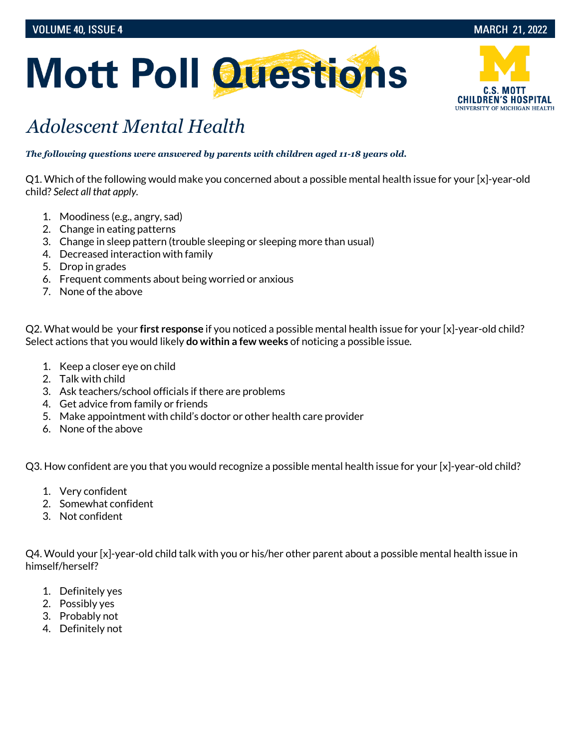# Mott Poll Questions

## *Adolescent Mental Health*

***The following questions were answered by parents with children aged 11-18 years old.***

Q1. Which of the following would make you concerned about a possible mental health issue for your [x]-year-old child? *Select all that apply.*

1. Moodiness (e.g., angry, sad)
2. Change in eating patterns
3. Change in sleep pattern (trouble sleeping or sleeping more than usual)
4. Decreased interaction with family
5. Drop in grades
6. Frequent comments about being worried or anxious
7. None of the above

Q2. What would be your **first response** if you noticed a possible mental health issue for your [x]-year-old child? Select actions that you would likely **do within a few weeks** of noticing a possible issue.

1. Keep a closer eye on child
2. Talk with child
3. Ask teachers/school officials if there are problems
4. Get advice from family or friends
5. Make appointment with child's doctor or other health care provider
6. None of the above

Q3. How confident are you that you would recognize a possible mental health issue for your [x]-year-old child?

1. Very confident
2. Somewhat confident
3. Not confident

Q4. Would your [x]-year-old child talk with you or his/her other parent about a possible mental health issue in himself/herself?

1. Definitely yes
2. Possibly yes
3. Probably not
4. Definitely not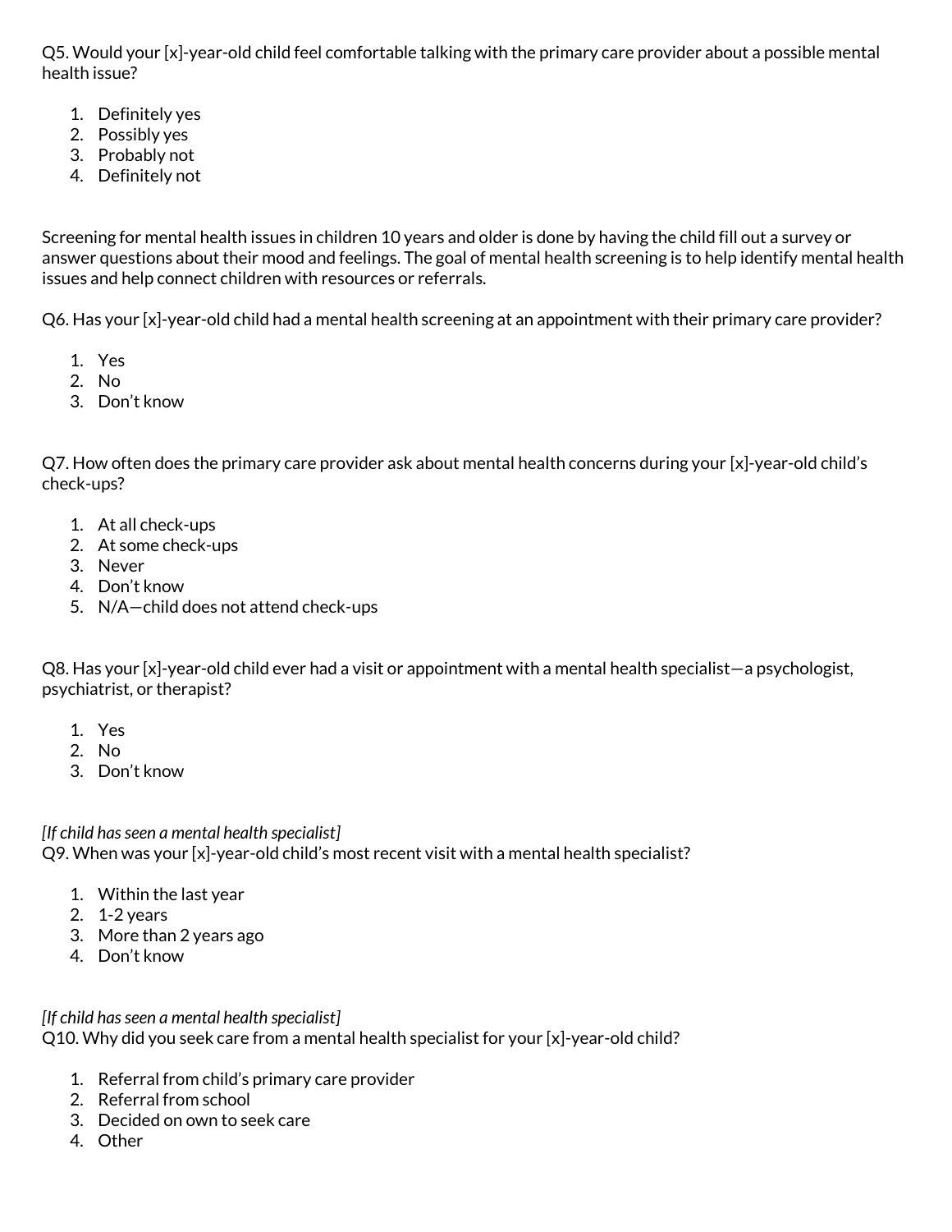Q5. Would your [x]-year-old child feel comfortable talking with the primary care provider about a possible mental health issue?

1. Definitely yes
2. Possibly yes
3. Probably not
4. Definitely not

Screening for mental health issues in children 10 years and older is done by having the child fill out a survey or answer questions about their mood and feelings. The goal of mental health screening is to help identify mental health issues and help connect children with resources or referrals.

Q6. Has your [x]-year-old child had a mental health screening at an appointment with their primary care provider?

1. Yes
2. No
3. Don't know

Q7. How often does the primary care provider ask about mental health concerns during your [x]-year-old child's check-ups?

1. At all check-ups
2. At some check-ups
3. Never
4. Don't know
5. N/A—child does not attend check-ups

Q8. Has your [x]-year-old child ever had a visit or appointment with a mental health specialist—a psychologist, psychiatrist, or therapist?

1. Yes
2. No
3. Don't know

*[If child has seen a mental health specialist]*
Q9. When was your [x]-year-old child's most recent visit with a mental health specialist?

1. Within the last year
2. 1-2 years
3. More than 2 years ago
4. Don't know

*[If child has seen a mental health specialist]*
Q10. Why did you seek care from a mental health specialist for your [x]-year-old child?

1. Referral from child's primary care provider
2. Referral from school
3. Decided on own to seek care
4. Other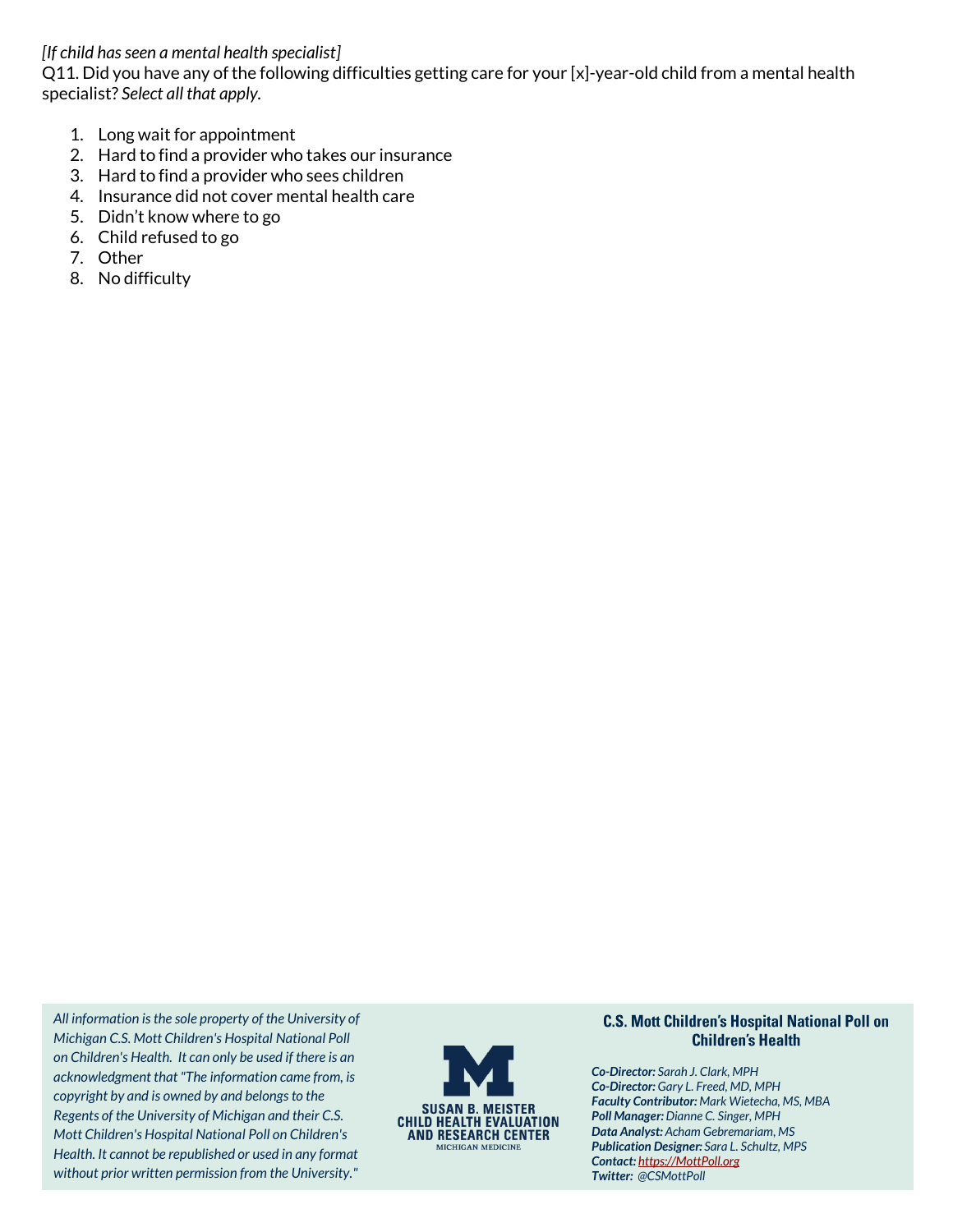*[If child has seen a mental health specialist]*

Q11. Did you have any of the following difficulties getting care for your [x]-year-old child from a mental health specialist? *Select all that apply.*

1. Long wait for appointment
2. Hard to find a provider who takes our insurance
3. Hard to find a provider who sees children
4. Insurance did not cover mental health care
5. Didn't know where to go
6. Child refused to go
7. Other
8. No difficulty

*All information is the sole property of the University of Michigan C.S. Mott Children's Hospital National Poll on Children's Health. It can only be used if there is an acknowledgment that "The information came from, is copyright by and is owned by and belongs to the Regents of the University of Michigan and their C.S. Mott Children's Hospital National Poll on Children's Health. It cannot be republished or used in any format without prior written permission from the University."*

SUSAN B. MEISTER
CHILD HEALTH EVALUATION
AND RESEARCH CENTER
MICHIGAN MEDICINE

**C.S. Mott Children's Hospital National Poll on Children's Health**

***Co-Director:*** *Sarah J. Clark, MPH*
***Co-Director:*** *Gary L. Freed, MD, MPH*
***Faculty Contributor:*** *Mark Wietecha, MS, MBA*
***Poll Manager:*** *Dianne C. Singer, MPH*
***Data Analyst:*** *Acham Gebremariam, MS*
***Publication Designer:*** *Sara L. Schultz, MPS*
***Contact:*** *https://MottPoll.org*
***Twitter:*** *@CSMottPoll*